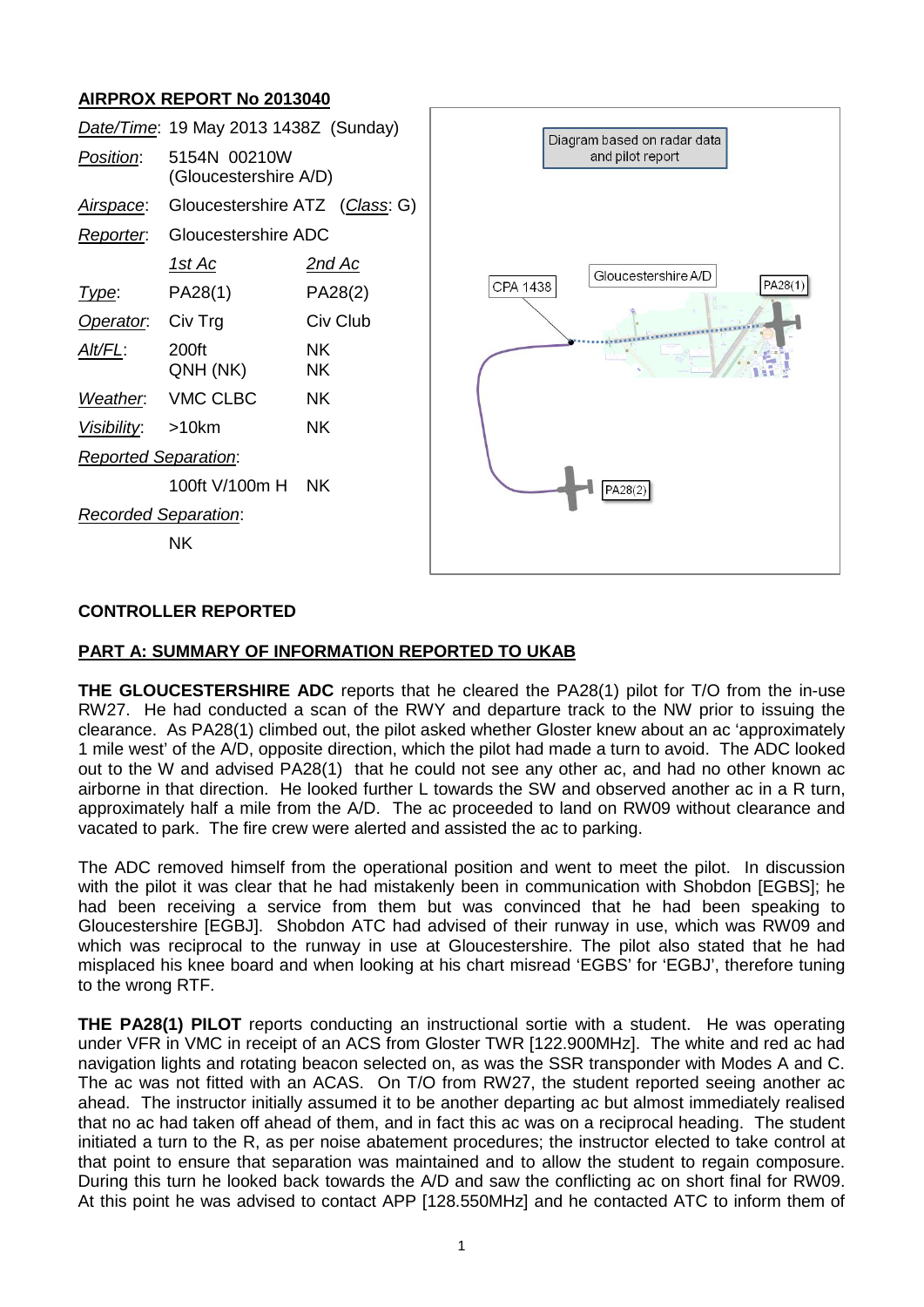## AIRPROX REPORT No 2013040

| | | |
|---|---|---|
| *Date/Time*: | 19 May 2013 1438Z (Sunday) | |
| *Position*: | 5154N 00210W (Gloucestershire A/D) | |
| *Airspace*: | Gloucestershire ATZ (*Class*: G) | |
| *Reporter*: | Gloucestershire ADC | |
| | *1st Ac* | *2nd Ac* |
| *Type*: | PA28(1) | PA28(2) |
| *Operator*: | Civ Trg | Civ Club |
| *Alt/FL*: | 200ft QNH (NK) | NK NK |
| *Weather*: | VMC CLBC | NK |
| *Visibility*: | >10km | NK |
| *Reported Separation*: | | |
| | 100ft V/100m H | NK |
| *Recorded Separation*: | | |
| | NK | |

Diagram based on radar data and pilot report

CPA 1438 — Gloucestershire A/D — PA28(1) — PA28(2)

**CONTROLLER REPORTED**

**PART A: SUMMARY OF INFORMATION REPORTED TO UKAB**

**THE GLOUCESTERSHIRE ADC** reports that he cleared the PA28(1) pilot for T/O from the in-use RW27. He had conducted a scan of the RWY and departure track to the NW prior to issuing the clearance. As PA28(1) climbed out, the pilot asked whether Gloster knew about an ac 'approximately 1 mile west' of the A/D, opposite direction, which the pilot had made a turn to avoid. The ADC looked out to the W and advised PA28(1) that he could not see any other ac, and had no other known ac airborne in that direction. He looked further L towards the SW and observed another ac in a R turn, approximately half a mile from the A/D. The ac proceeded to land on RW09 without clearance and vacated to park. The fire crew were alerted and assisted the ac to parking.

The ADC removed himself from the operational position and went to meet the pilot. In discussion with the pilot it was clear that he had mistakenly been in communication with Shobdon [EGBS]; he had been receiving a service from them but was convinced that he had been speaking to Gloucestershire [EGBJ]. Shobdon ATC had advised of their runway in use, which was RW09 and which was reciprocal to the runway in use at Gloucestershire. The pilot also stated that he had misplaced his knee board and when looking at his chart misread 'EGBS' for 'EGBJ', therefore tuning to the wrong RTF.

**THE PA28(1) PILOT** reports conducting an instructional sortie with a student. He was operating under VFR in VMC in receipt of an ACS from Gloster TWR [122.900MHz]. The white and red ac had navigation lights and rotating beacon selected on, as was the SSR transponder with Modes A and C. The ac was not fitted with an ACAS. On T/O from RW27, the student reported seeing another ac ahead. The instructor initially assumed it to be another departing ac but almost immediately realised that no ac had taken off ahead of them, and in fact this ac was on a reciprocal heading. The student initiated a turn to the R, as per noise abatement procedures; the instructor elected to take control at that point to ensure that separation was maintained and to allow the student to regain composure. During this turn he looked back towards the A/D and saw the conflicting ac on short final for RW09. At this point he was advised to contact APP [128.550MHz] and he contacted ATC to inform them of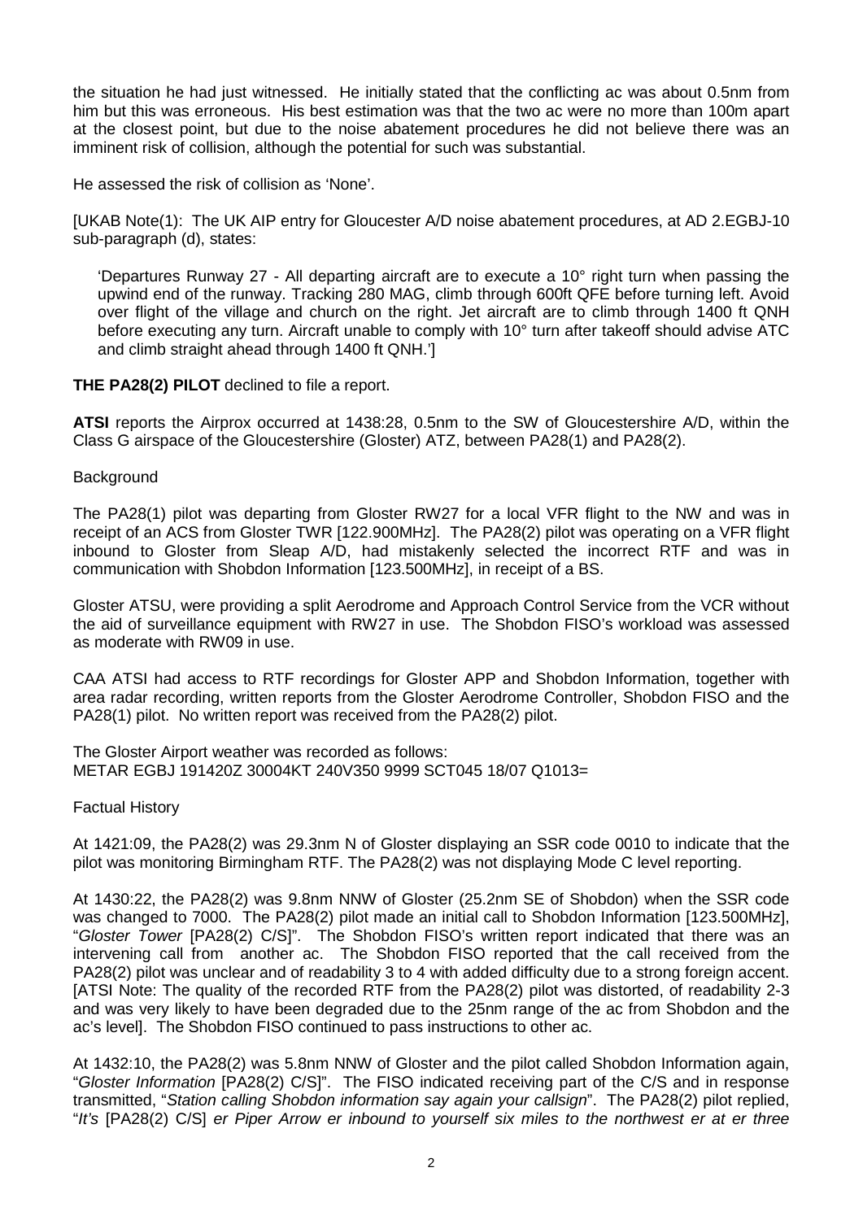the situation he had just witnessed. He initially stated that the conflicting ac was about 0.5nm from him but this was erroneous. His best estimation was that the two ac were no more than 100m apart at the closest point, but due to the noise abatement procedures he did not believe there was an imminent risk of collision, although the potential for such was substantial.

He assessed the risk of collision as 'None'.

[UKAB Note(1): The UK AIP entry for Gloucester A/D noise abatement procedures, at AD 2.EGBJ-10 sub-paragraph (d), states:

> 'Departures Runway 27 - All departing aircraft are to execute a 10° right turn when passing the upwind end of the runway. Tracking 280 MAG, climb through 600ft QFE before turning left. Avoid over flight of the village and church on the right. Jet aircraft are to climb through 1400 ft QNH before executing any turn. Aircraft unable to comply with 10° turn after takeoff should advise ATC and climb straight ahead through 1400 ft QNH.']

**THE PA28(2) PILOT** declined to file a report.

**ATSI** reports the Airprox occurred at 1438:28, 0.5nm to the SW of Gloucestershire A/D, within the Class G airspace of the Gloucestershire (Gloster) ATZ, between PA28(1) and PA28(2).

Background

The PA28(1) pilot was departing from Gloster RW27 for a local VFR flight to the NW and was in receipt of an ACS from Gloster TWR [122.900MHz]. The PA28(2) pilot was operating on a VFR flight inbound to Gloster from Sleap A/D, had mistakenly selected the incorrect RTF and was in communication with Shobdon Information [123.500MHz], in receipt of a BS.

Gloster ATSU, were providing a split Aerodrome and Approach Control Service from the VCR without the aid of surveillance equipment with RW27 in use. The Shobdon FISO's workload was assessed as moderate with RW09 in use.

CAA ATSI had access to RTF recordings for Gloster APP and Shobdon Information, together with area radar recording, written reports from the Gloster Aerodrome Controller, Shobdon FISO and the PA28(1) pilot. No written report was received from the PA28(2) pilot.

The Gloster Airport weather was recorded as follows:
METAR EGBJ 191420Z 30004KT 240V350 9999 SCT045 18/07 Q1013=

Factual History

At 1421:09, the PA28(2) was 29.3nm N of Gloster displaying an SSR code 0010 to indicate that the pilot was monitoring Birmingham RTF. The PA28(2) was not displaying Mode C level reporting.

At 1430:22, the PA28(2) was 9.8nm NNW of Gloster (25.2nm SE of Shobdon) when the SSR code was changed to 7000. The PA28(2) pilot made an initial call to Shobdon Information [123.500MHz], "*Gloster Tower* [PA28(2) C/S]". The Shobdon FISO's written report indicated that there was an intervening call from another ac. The Shobdon FISO reported that the call received from the PA28(2) pilot was unclear and of readability 3 to 4 with added difficulty due to a strong foreign accent. [ATSI Note: The quality of the recorded RTF from the PA28(2) pilot was distorted, of readability 2-3 and was very likely to have been degraded due to the 25nm range of the ac from Shobdon and the ac's level]. The Shobdon FISO continued to pass instructions to other ac.

At 1432:10, the PA28(2) was 5.8nm NNW of Gloster and the pilot called Shobdon Information again, "*Gloster Information* [PA28(2) C/S]". The FISO indicated receiving part of the C/S and in response transmitted, "*Station calling Shobdon information say again your callsign*". The PA28(2) pilot replied, "*It's* [PA28(2) C/S] *er Piper Arrow er inbound to yourself six miles to the northwest er at er three*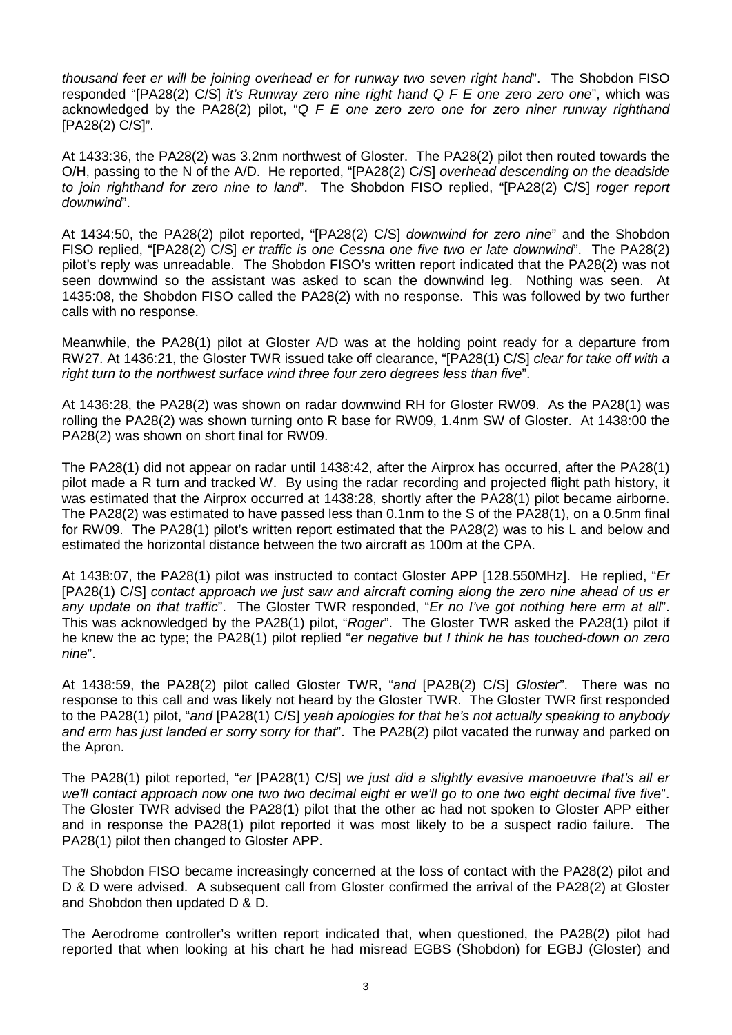*thousand feet er will be joining overhead er for runway two seven right hand*". The Shobdon FISO responded "[PA28(2) C/S] *it's Runway zero nine right hand Q F E one zero zero one*", which was acknowledged by the PA28(2) pilot, "*Q F E one zero zero one for zero niner runway righthand* [PA28(2) C/S]".

At 1433:36, the PA28(2) was 3.2nm northwest of Gloster. The PA28(2) pilot then routed towards the O/H, passing to the N of the A/D. He reported, "[PA28(2) C/S] *overhead descending on the deadside to join righthand for zero nine to land*". The Shobdon FISO replied, "[PA28(2) C/S] *roger report downwind*".

At 1434:50, the PA28(2) pilot reported, "[PA28(2) C/S] *downwind for zero nine*" and the Shobdon FISO replied, "[PA28(2) C/S] *er traffic is one Cessna one five two er late downwind*". The PA28(2) pilot's reply was unreadable. The Shobdon FISO's written report indicated that the PA28(2) was not seen downwind so the assistant was asked to scan the downwind leg. Nothing was seen. At 1435:08, the Shobdon FISO called the PA28(2) with no response. This was followed by two further calls with no response.

Meanwhile, the PA28(1) pilot at Gloster A/D was at the holding point ready for a departure from RW27. At 1436:21, the Gloster TWR issued take off clearance, "[PA28(1) C/S] *clear for take off with a right turn to the northwest surface wind three four zero degrees less than five*".

At 1436:28, the PA28(2) was shown on radar downwind RH for Gloster RW09. As the PA28(1) was rolling the PA28(2) was shown turning onto R base for RW09, 1.4nm SW of Gloster. At 1438:00 the PA28(2) was shown on short final for RW09.

The PA28(1) did not appear on radar until 1438:42, after the Airprox has occurred, after the PA28(1) pilot made a R turn and tracked W. By using the radar recording and projected flight path history, it was estimated that the Airprox occurred at 1438:28, shortly after the PA28(1) pilot became airborne. The PA28(2) was estimated to have passed less than 0.1nm to the S of the PA28(1), on a 0.5nm final for RW09. The PA28(1) pilot's written report estimated that the PA28(2) was to his L and below and estimated the horizontal distance between the two aircraft as 100m at the CPA.

At 1438:07, the PA28(1) pilot was instructed to contact Gloster APP [128.550MHz]. He replied, "*Er* [PA28(1) C/S] *contact approach we just saw and aircraft coming along the zero nine ahead of us er any update on that traffic*". The Gloster TWR responded, "*Er no I've got nothing here erm at all*". This was acknowledged by the PA28(1) pilot, "*Roger*". The Gloster TWR asked the PA28(1) pilot if he knew the ac type; the PA28(1) pilot replied "*er negative but I think he has touched-down on zero nine*".

At 1438:59, the PA28(2) pilot called Gloster TWR, "*and* [PA28(2) C/S] *Gloster*". There was no response to this call and was likely not heard by the Gloster TWR. The Gloster TWR first responded to the PA28(1) pilot, "*and* [PA28(1) C/S] *yeah apologies for that he's not actually speaking to anybody and erm has just landed er sorry sorry for that*". The PA28(2) pilot vacated the runway and parked on the Apron.

The PA28(1) pilot reported, "*er* [PA28(1) C/S] *we just did a slightly evasive manoeuvre that's all er we'll contact approach now one two two decimal eight er we'll go to one two eight decimal five five*". The Gloster TWR advised the PA28(1) pilot that the other ac had not spoken to Gloster APP either and in response the PA28(1) pilot reported it was most likely to be a suspect radio failure. The PA28(1) pilot then changed to Gloster APP.

The Shobdon FISO became increasingly concerned at the loss of contact with the PA28(2) pilot and D & D were advised. A subsequent call from Gloster confirmed the arrival of the PA28(2) at Gloster and Shobdon then updated D & D.

The Aerodrome controller's written report indicated that, when questioned, the PA28(2) pilot had reported that when looking at his chart he had misread EGBS (Shobdon) for EGBJ (Gloster) and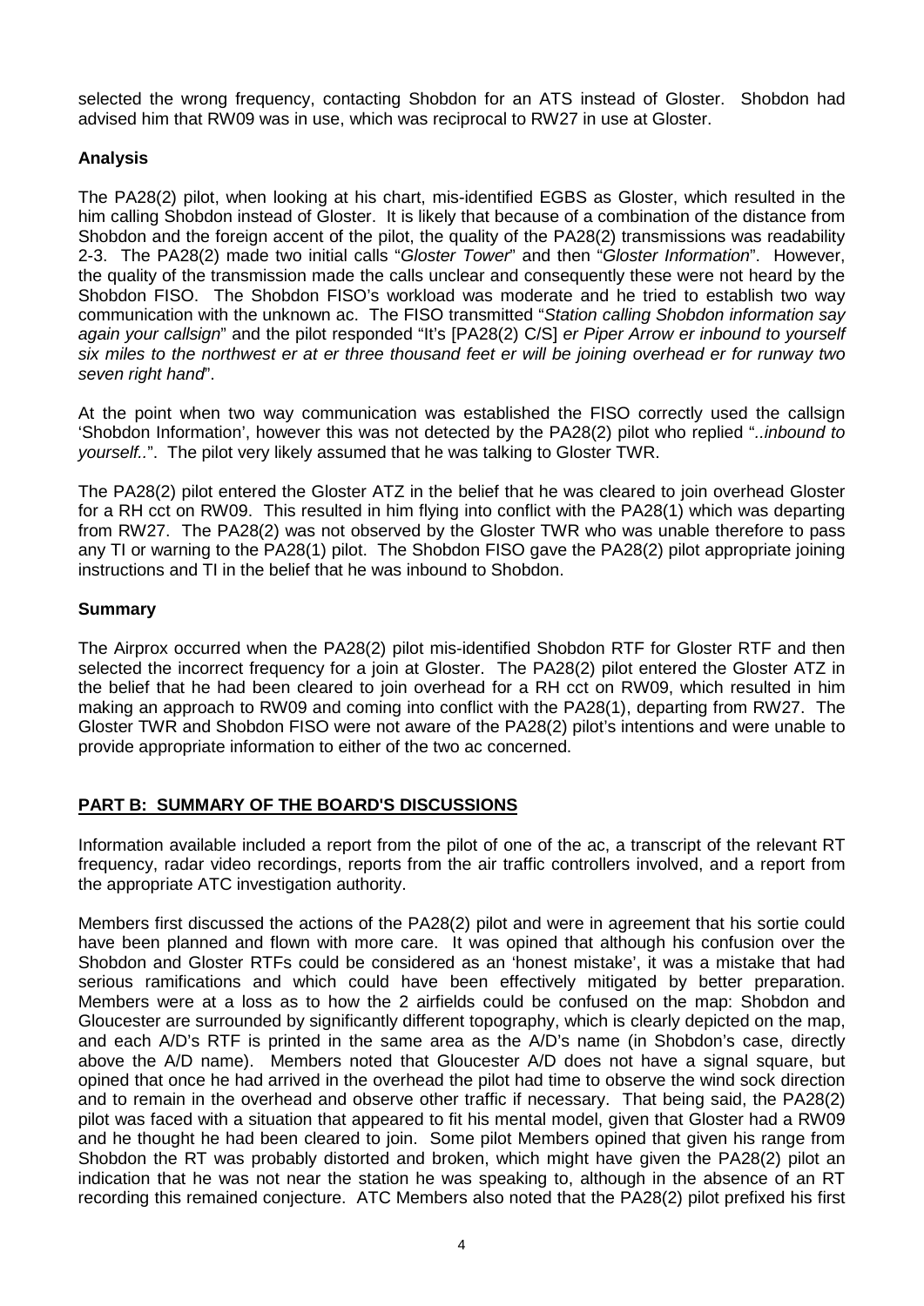selected the wrong frequency, contacting Shobdon for an ATS instead of Gloster. Shobdon had advised him that RW09 was in use, which was reciprocal to RW27 in use at Gloster.

**Analysis**

The PA28(2) pilot, when looking at his chart, mis-identified EGBS as Gloster, which resulted in the him calling Shobdon instead of Gloster. It is likely that because of a combination of the distance from Shobdon and the foreign accent of the pilot, the quality of the PA28(2) transmissions was readability 2-3. The PA28(2) made two initial calls "*Gloster Tower*" and then "*Gloster Information*". However, the quality of the transmission made the calls unclear and consequently these were not heard by the Shobdon FISO. The Shobdon FISO's workload was moderate and he tried to establish two way communication with the unknown ac. The FISO transmitted "*Station calling Shobdon information say again your callsign*" and the pilot responded "It's [PA28(2) C/S] *er Piper Arrow er inbound to yourself six miles to the northwest er at er three thousand feet er will be joining overhead er for runway two seven right hand*".

At the point when two way communication was established the FISO correctly used the callsign 'Shobdon Information', however this was not detected by the PA28(2) pilot who replied "..*inbound to yourself..*". The pilot very likely assumed that he was talking to Gloster TWR.

The PA28(2) pilot entered the Gloster ATZ in the belief that he was cleared to join overhead Gloster for a RH cct on RW09. This resulted in him flying into conflict with the PA28(1) which was departing from RW27. The PA28(2) was not observed by the Gloster TWR who was unable therefore to pass any TI or warning to the PA28(1) pilot. The Shobdon FISO gave the PA28(2) pilot appropriate joining instructions and TI in the belief that he was inbound to Shobdon.

**Summary**

The Airprox occurred when the PA28(2) pilot mis-identified Shobdon RTF for Gloster RTF and then selected the incorrect frequency for a join at Gloster. The PA28(2) pilot entered the Gloster ATZ in the belief that he had been cleared to join overhead for a RH cct on RW09, which resulted in him making an approach to RW09 and coming into conflict with the PA28(1), departing from RW27. The Gloster TWR and Shobdon FISO were not aware of the PA28(2) pilot's intentions and were unable to provide appropriate information to either of the two ac concerned.

**PART B: SUMMARY OF THE BOARD'S DISCUSSIONS**

Information available included a report from the pilot of one of the ac, a transcript of the relevant RT frequency, radar video recordings, reports from the air traffic controllers involved, and a report from the appropriate ATC investigation authority.

Members first discussed the actions of the PA28(2) pilot and were in agreement that his sortie could have been planned and flown with more care. It was opined that although his confusion over the Shobdon and Gloster RTFs could be considered as an 'honest mistake', it was a mistake that had serious ramifications and which could have been effectively mitigated by better preparation. Members were at a loss as to how the 2 airfields could be confused on the map: Shobdon and Gloucester are surrounded by significantly different topography, which is clearly depicted on the map, and each A/D's RTF is printed in the same area as the A/D's name (in Shobdon's case, directly above the A/D name). Members noted that Gloucester A/D does not have a signal square, but opined that once he had arrived in the overhead the pilot had time to observe the wind sock direction and to remain in the overhead and observe other traffic if necessary. That being said, the PA28(2) pilot was faced with a situation that appeared to fit his mental model, given that Gloster had a RW09 and he thought he had been cleared to join. Some pilot Members opined that given his range from Shobdon the RT was probably distorted and broken, which might have given the PA28(2) pilot an indication that he was not near the station he was speaking to, although in the absence of an RT recording this remained conjecture. ATC Members also noted that the PA28(2) pilot prefixed his first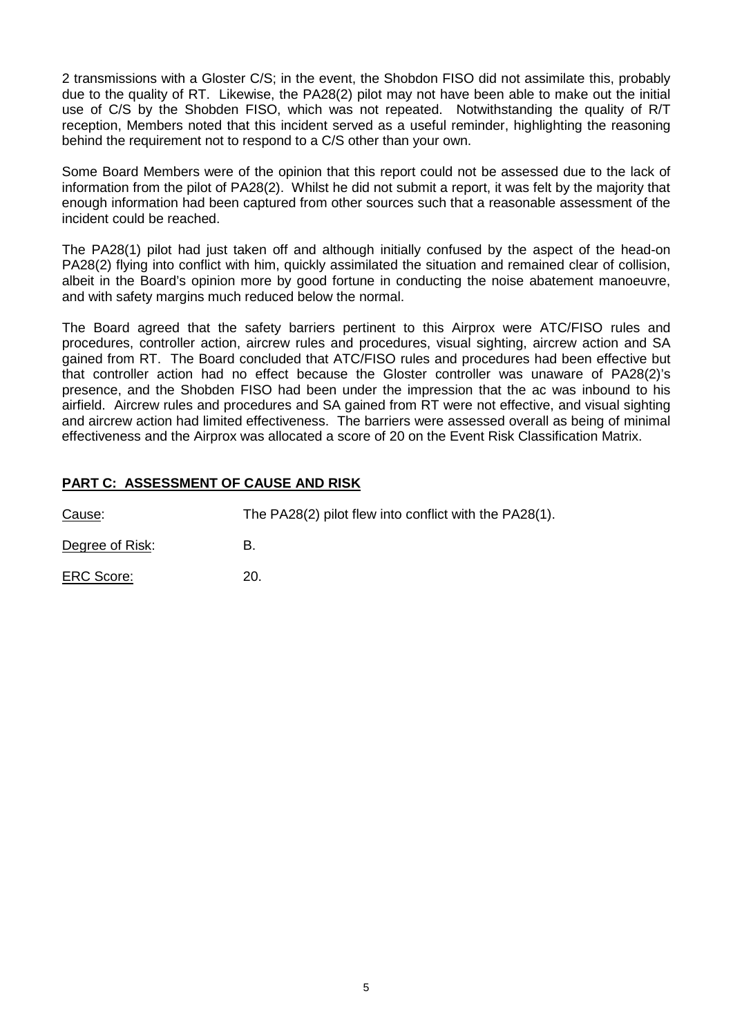2 transmissions with a Gloster C/S; in the event, the Shobdon FISO did not assimilate this, probably due to the quality of RT. Likewise, the PA28(2) pilot may not have been able to make out the initial use of C/S by the Shobden FISO, which was not repeated. Notwithstanding the quality of R/T reception, Members noted that this incident served as a useful reminder, highlighting the reasoning behind the requirement not to respond to a C/S other than your own.

Some Board Members were of the opinion that this report could not be assessed due to the lack of information from the pilot of PA28(2). Whilst he did not submit a report, it was felt by the majority that enough information had been captured from other sources such that a reasonable assessment of the incident could be reached.

The PA28(1) pilot had just taken off and although initially confused by the aspect of the head-on PA28(2) flying into conflict with him, quickly assimilated the situation and remained clear of collision, albeit in the Board's opinion more by good fortune in conducting the noise abatement manoeuvre, and with safety margins much reduced below the normal.

The Board agreed that the safety barriers pertinent to this Airprox were ATC/FISO rules and procedures, controller action, aircrew rules and procedures, visual sighting, aircrew action and SA gained from RT. The Board concluded that ATC/FISO rules and procedures had been effective but that controller action had no effect because the Gloster controller was unaware of PA28(2)'s presence, and the Shobden FISO had been under the impression that the ac was inbound to his airfield. Aircrew rules and procedures and SA gained from RT were not effective, and visual sighting and aircrew action had limited effectiveness. The barriers were assessed overall as being of minimal effectiveness and the Airprox was allocated a score of 20 on the Event Risk Classification Matrix.

## PART C: ASSESSMENT OF CAUSE AND RISK

Cause: The PA28(2) pilot flew into conflict with the PA28(1).

Degree of Risk: B.

ERC Score: 20.